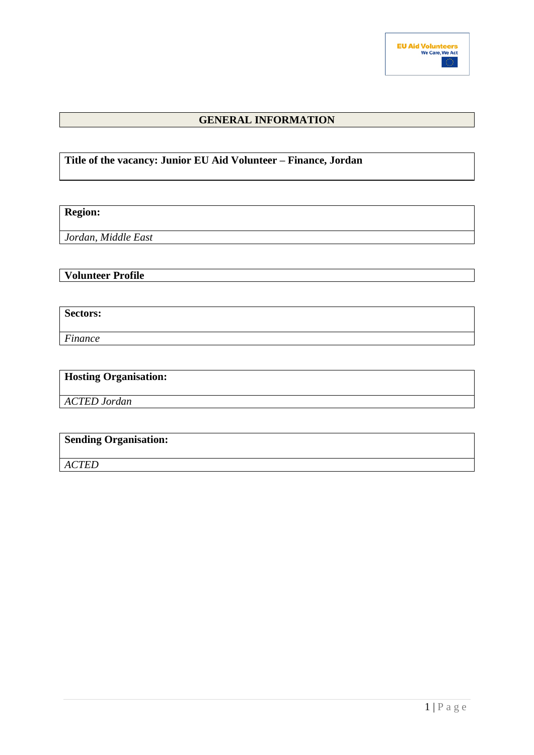## GENERAL INFORMATION

**Title of the vacancy: Junior EU Aid Volunteer – Finance, Jordan**

**Region:**

*Jordan, Middle East*

**Volunteer Profile**

**Sectors:**

*Finance*

**Hosting Organisation:**

*ACTED Jordan*

**Sending Organisation:**

*ACTED*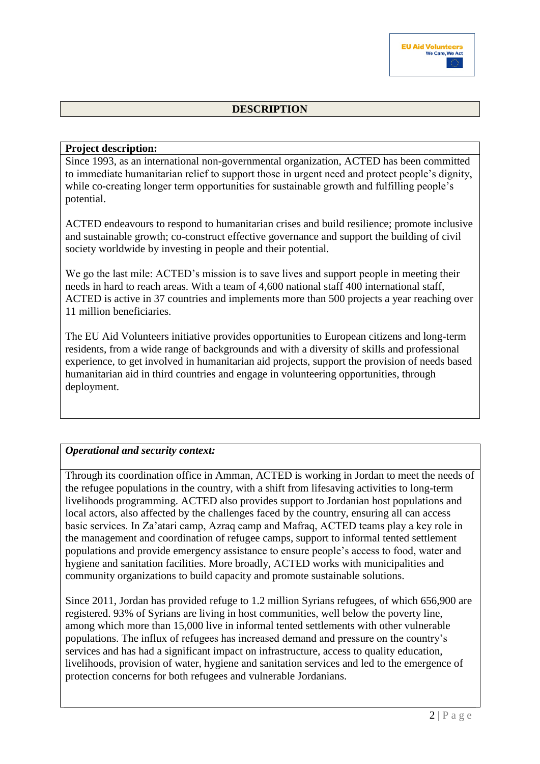## DESCRIPTION

**Project description:**

Since 1993, as an international non-governmental organization, ACTED has been committed to immediate humanitarian relief to support those in urgent need and protect people's dignity, while co-creating longer term opportunities for sustainable growth and fulfilling people's potential.

ACTED endeavours to respond to humanitarian crises and build resilience; promote inclusive and sustainable growth; co-construct effective governance and support the building of civil society worldwide by investing in people and their potential.

We go the last mile: ACTED's mission is to save lives and support people in meeting their needs in hard to reach areas. With a team of 4,600 national staff 400 international staff, ACTED is active in 37 countries and implements more than 500 projects a year reaching over 11 million beneficiaries.

The EU Aid Volunteers initiative provides opportunities to European citizens and long-term residents, from a wide range of backgrounds and with a diversity of skills and professional experience, to get involved in humanitarian aid projects, support the provision of needs based humanitarian aid in third countries and engage in volunteering opportunities, through deployment.

***Operational and security context:***

Through its coordination office in Amman, ACTED is working in Jordan to meet the needs of the refugee populations in the country, with a shift from lifesaving activities to long-term livelihoods programming. ACTED also provides support to Jordanian host populations and local actors, also affected by the challenges faced by the country, ensuring all can access basic services. In Za'atari camp, Azraq camp and Mafraq, ACTED teams play a key role in the management and coordination of refugee camps, support to informal tented settlement populations and provide emergency assistance to ensure people's access to food, water and hygiene and sanitation facilities. More broadly, ACTED works with municipalities and community organizations to build capacity and promote sustainable solutions.

Since 2011, Jordan has provided refuge to 1.2 million Syrians refugees, of which 656,900 are registered. 93% of Syrians are living in host communities, well below the poverty line, among which more than 15,000 live in informal tented settlements with other vulnerable populations. The influx of refugees has increased demand and pressure on the country's services and has had a significant impact on infrastructure, access to quality education, livelihoods, provision of water, hygiene and sanitation services and led to the emergence of protection concerns for both refugees and vulnerable Jordanians.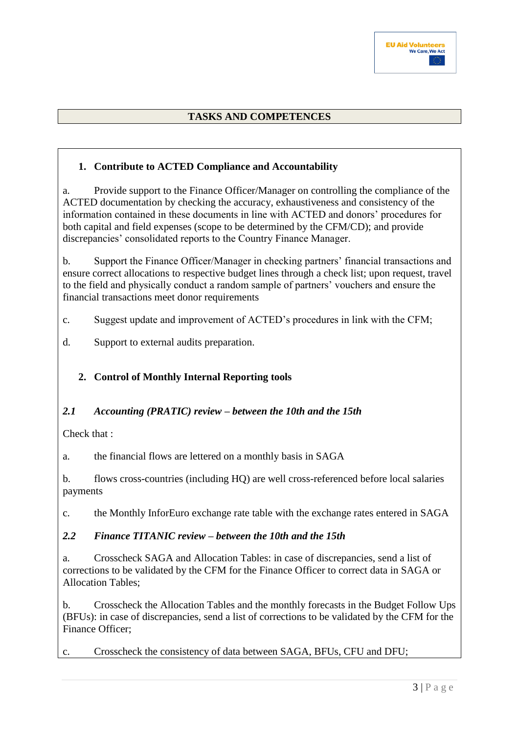## TASKS AND COMPETENCES

### 1. Contribute to ACTED Compliance and Accountability

a. Provide support to the Finance Officer/Manager on controlling the compliance of the ACTED documentation by checking the accuracy, exhaustiveness and consistency of the information contained in these documents in line with ACTED and donors' procedures for both capital and field expenses (scope to be determined by the CFM/CD); and provide discrepancies' consolidated reports to the Country Finance Manager.

b. Support the Finance Officer/Manager in checking partners' financial transactions and ensure correct allocations to respective budget lines through a check list; upon request, travel to the field and physically conduct a random sample of partners' vouchers and ensure the financial transactions meet donor requirements

c. Suggest update and improvement of ACTED's procedures in link with the CFM;

d. Support to external audits preparation.

### 2. Control of Monthly Internal Reporting tools

#### *2.1 Accounting (PRATIC) review – between the 10th and the 15th*

Check that :

a. the financial flows are lettered on a monthly basis in SAGA

b. flows cross-countries (including HQ) are well cross-referenced before local salaries payments

c. the Monthly InforEuro exchange rate table with the exchange rates entered in SAGA

#### *2.2 Finance TITANIC review – between the 10th and the 15th*

a. Crosscheck SAGA and Allocation Tables: in case of discrepancies, send a list of corrections to be validated by the CFM for the Finance Officer to correct data in SAGA or Allocation Tables;

b. Crosscheck the Allocation Tables and the monthly forecasts in the Budget Follow Ups (BFUs): in case of discrepancies, send a list of corrections to be validated by the CFM for the Finance Officer;

c. Crosscheck the consistency of data between SAGA, BFUs, CFU and DFU;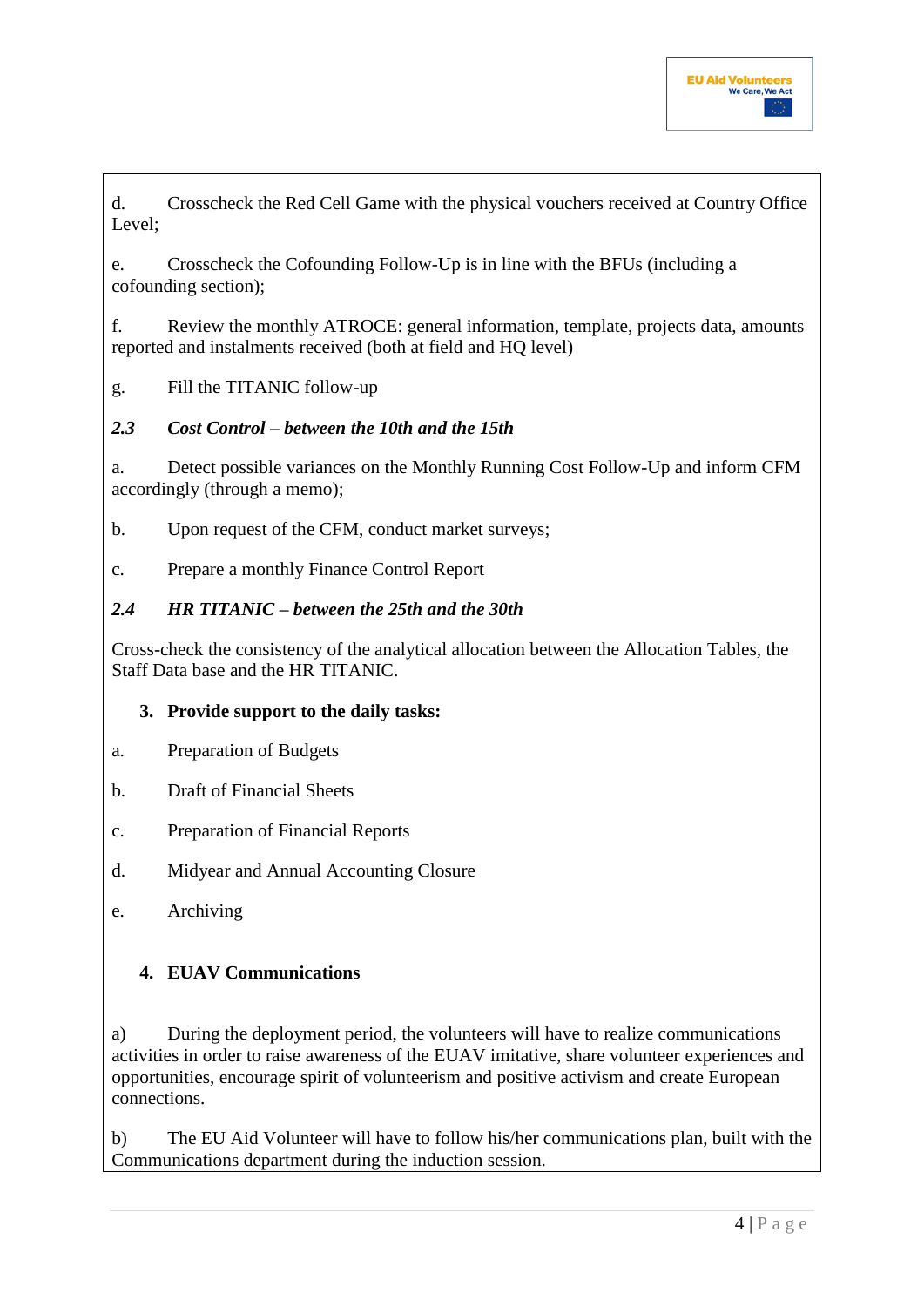d. Crosscheck the Red Cell Game with the physical vouchers received at Country Office Level;

e. Crosscheck the Cofounding Follow-Up is in line with the BFUs (including a cofounding section);

f. Review the monthly ATROCE: general information, template, projects data, amounts reported and instalments received (both at field and HQ level)

g. Fill the TITANIC follow-up

***2.3 Cost Control – between the 10th and the 15th***

a. Detect possible variances on the Monthly Running Cost Follow-Up and inform CFM accordingly (through a memo);

b. Upon request of the CFM, conduct market surveys;

c. Prepare a monthly Finance Control Report

***2.4 HR TITANIC – between the 25th and the 30th***

Cross-check the consistency of the analytical allocation between the Allocation Tables, the Staff Data base and the HR TITANIC.

**3. Provide support to the daily tasks:**

a. Preparation of Budgets

b. Draft of Financial Sheets

c. Preparation of Financial Reports

d. Midyear and Annual Accounting Closure

e. Archiving

**4. EUAV Communications**

a) During the deployment period, the volunteers will have to realize communications activities in order to raise awareness of the EUAV imitative, share volunteer experiences and opportunities, encourage spirit of volunteerism and positive activism and create European connections.

b) The EU Aid Volunteer will have to follow his/her communications plan, built with the Communications department during the induction session.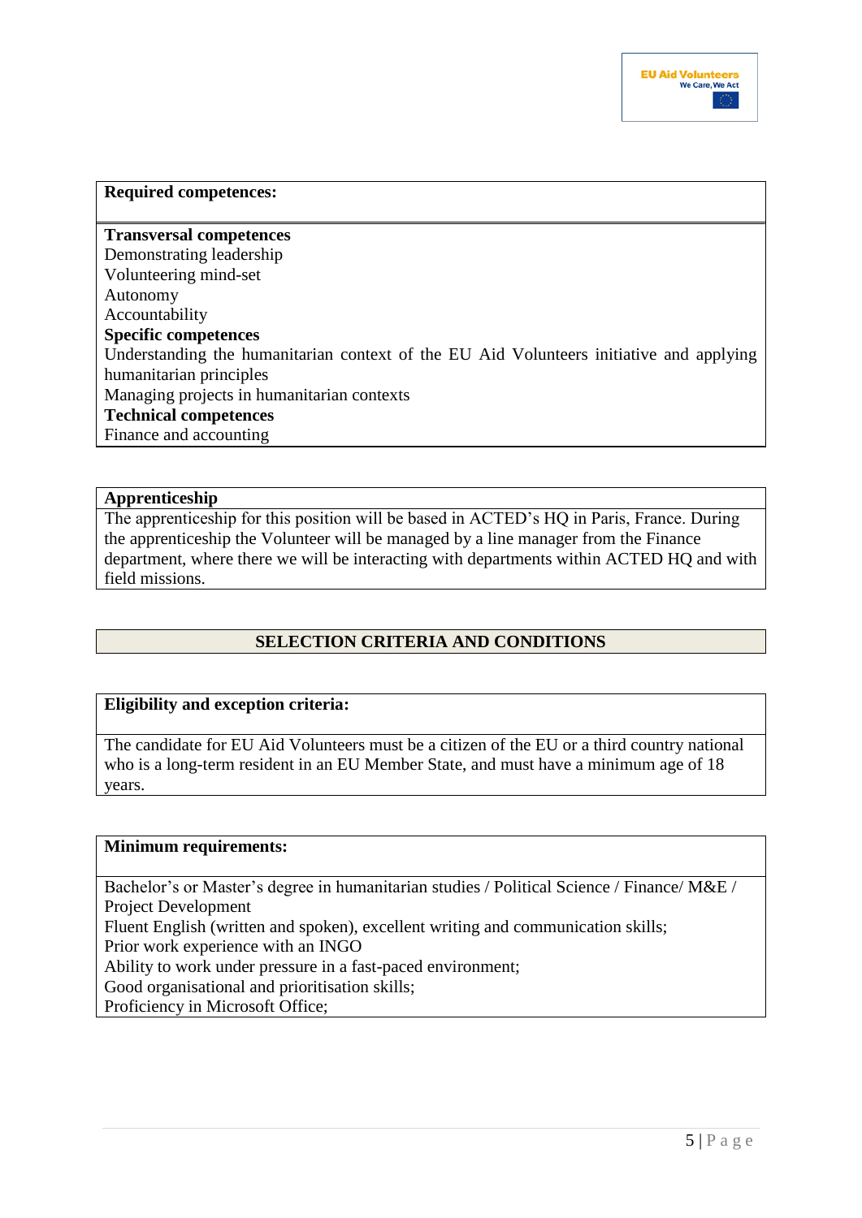**Required competences:**

**Transversal competences**
Demonstrating leadership
Volunteering mind-set
Autonomy
Accountability

**Specific competences**
Understanding the humanitarian context of the EU Aid Volunteers initiative and applying humanitarian principles
Managing projects in humanitarian contexts

**Technical competences**
Finance and accounting

**Apprenticeship**

The apprenticeship for this position will be based in ACTED's HQ in Paris, France. During the apprenticeship the Volunteer will be managed by a line manager from the Finance department, where there we will be interacting with departments within ACTED HQ and with field missions.

## SELECTION CRITERIA AND CONDITIONS

**Eligibility and exception criteria:**

The candidate for EU Aid Volunteers must be a citizen of the EU or a third country national who is a long-term resident in an EU Member State, and must have a minimum age of 18 years.

**Minimum requirements:**

Bachelor's or Master's degree in humanitarian studies / Political Science / Finance/ M&E / Project Development
Fluent English (written and spoken), excellent writing and communication skills;
Prior work experience with an INGO
Ability to work under pressure in a fast-paced environment;
Good organisational and prioritisation skills;
Proficiency in Microsoft Office;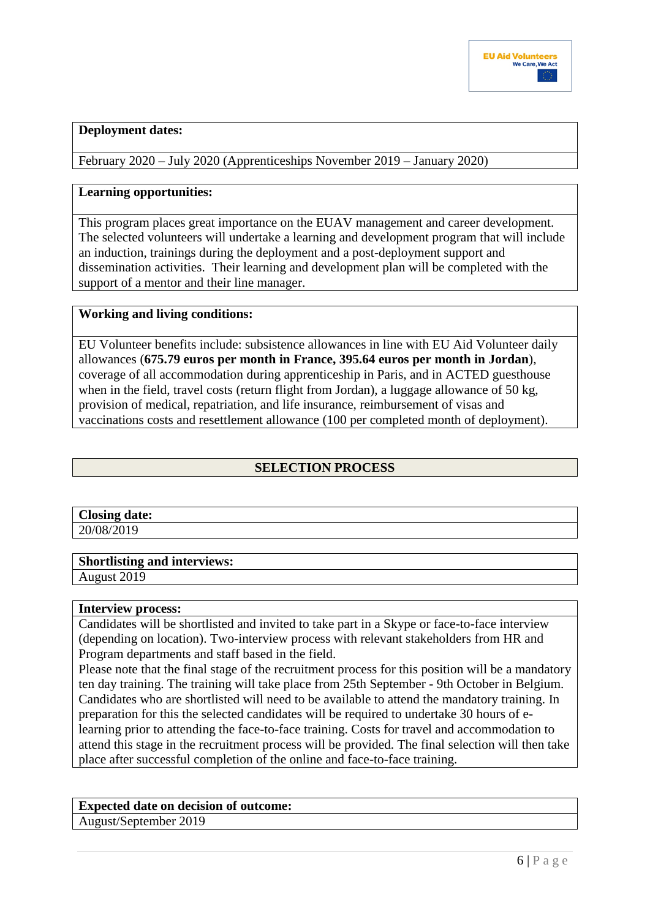**Deployment dates:**

February 2020 – July 2020 (Apprenticeships November 2019 – January 2020)

**Learning opportunities:**

This program places great importance on the EUAV management and career development. The selected volunteers will undertake a learning and development program that will include an induction, trainings during the deployment and a post-deployment support and dissemination activities. Their learning and development plan will be completed with the support of a mentor and their line manager.

**Working and living conditions:**

EU Volunteer benefits include: subsistence allowances in line with EU Aid Volunteer daily allowances (**675.79 euros per month in France, 395.64 euros per month in Jordan**), coverage of all accommodation during apprenticeship in Paris, and in ACTED guesthouse when in the field, travel costs (return flight from Jordan), a luggage allowance of 50 kg, provision of medical, repatriation, and life insurance, reimbursement of visas and vaccinations costs and resettlement allowance (100 per completed month of deployment).

## SELECTION PROCESS

**Closing date:**

20/08/2019

**Shortlisting and interviews:**

August 2019

**Interview process:**

Candidates will be shortlisted and invited to take part in a Skype or face-to-face interview (depending on location). Two-interview process with relevant stakeholders from HR and Program departments and staff based in the field.

Please note that the final stage of the recruitment process for this position will be a mandatory ten day training. The training will take place from 25th September - 9th October in Belgium. Candidates who are shortlisted will need to be available to attend the mandatory training. In preparation for this the selected candidates will be required to undertake 30 hours of e-learning prior to attending the face-to-face training. Costs for travel and accommodation to attend this stage in the recruitment process will be provided. The final selection will then take place after successful completion of the online and face-to-face training.

**Expected date on decision of outcome:**

August/September 2019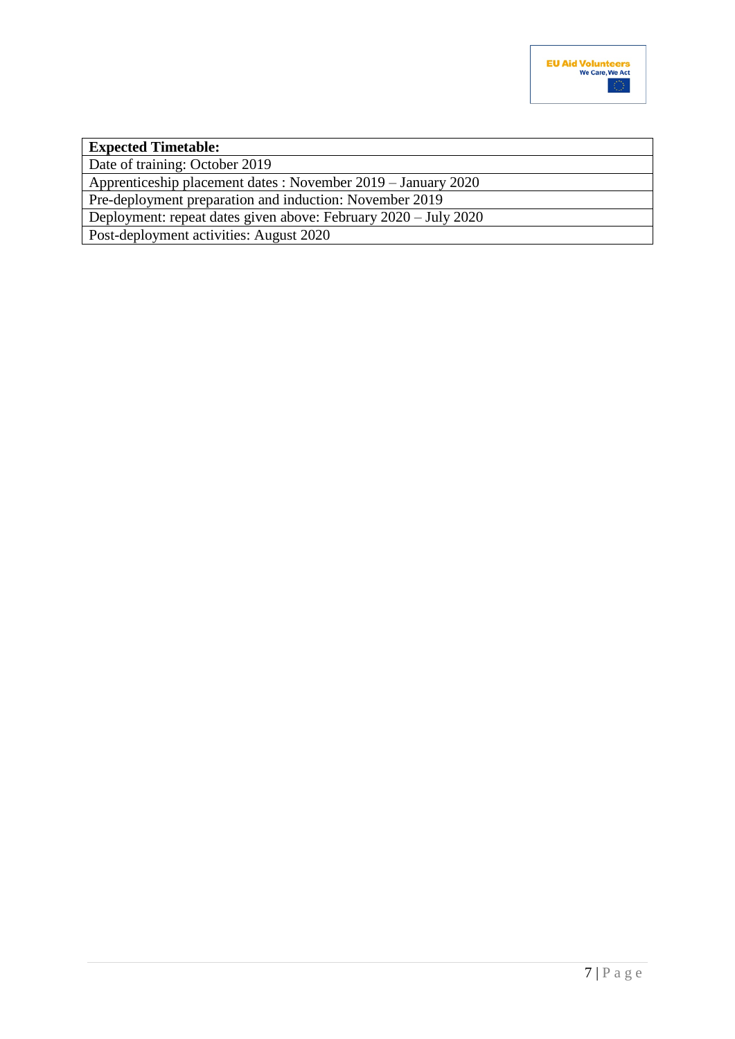| |
|---|
| **Expected Timetable:** |
| Date of training: October 2019 |
| Apprenticeship placement dates : November 2019 – January 2020 |
| Pre-deployment preparation and induction: November 2019 |
| Deployment: repeat dates given above: February 2020 – July 2020 |
| Post-deployment activities: August 2020 |